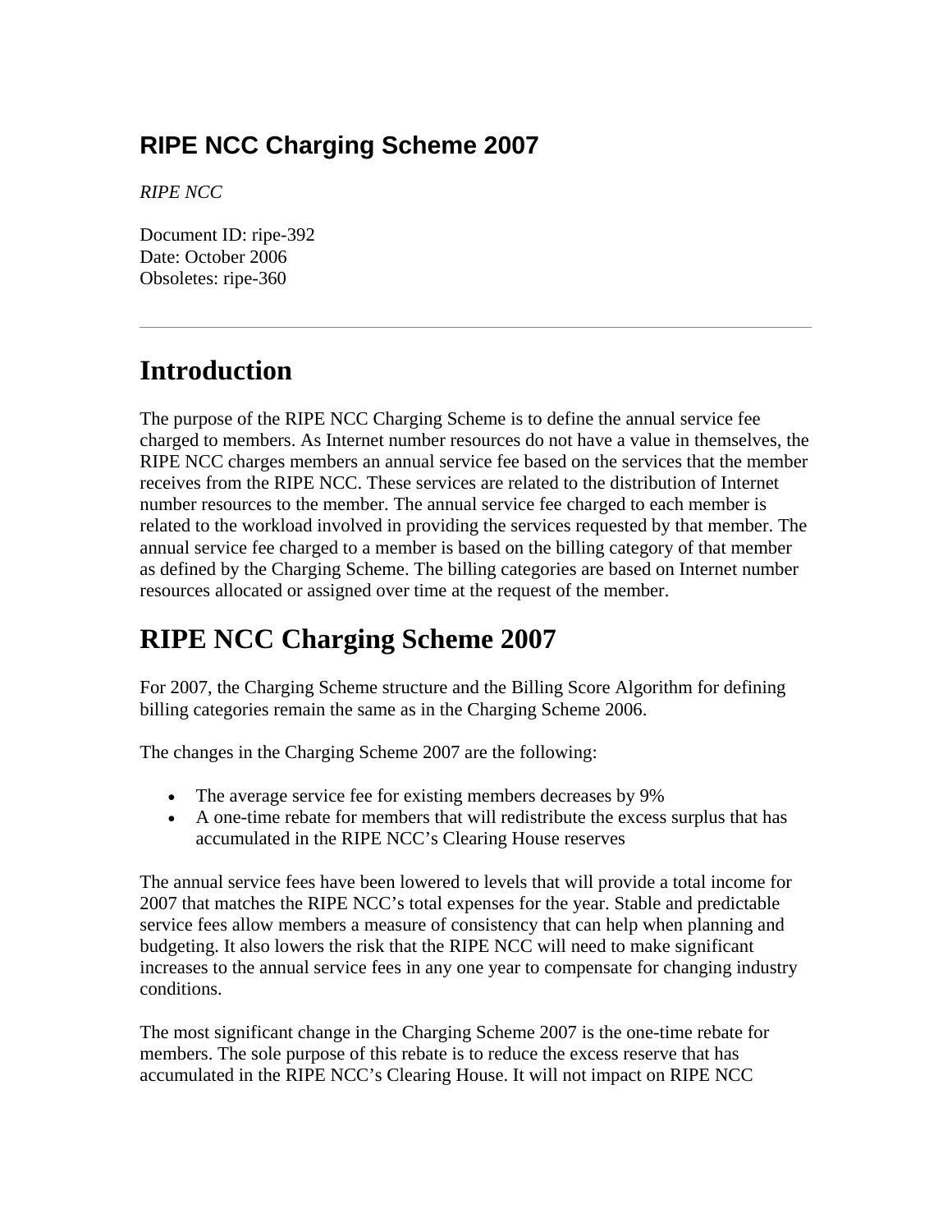# RIPE NCC Charging Scheme 2007

*RIPE NCC*

Document ID: ripe-392
Date: October 2006
Obsoletes: ripe-360

---

## Introduction

The purpose of the RIPE NCC Charging Scheme is to define the annual service fee charged to members. As Internet number resources do not have a value in themselves, the RIPE NCC charges members an annual service fee based on the services that the member receives from the RIPE NCC. These services are related to the distribution of Internet number resources to the member. The annual service fee charged to each member is related to the workload involved in providing the services requested by that member. The annual service fee charged to a member is based on the billing category of that member as defined by the Charging Scheme. The billing categories are based on Internet number resources allocated or assigned over time at the request of the member.

## RIPE NCC Charging Scheme 2007

For 2007, the Charging Scheme structure and the Billing Score Algorithm for defining billing categories remain the same as in the Charging Scheme 2006.

The changes in the Charging Scheme 2007 are the following:

- The average service fee for existing members decreases by 9%
- A one-time rebate for members that will redistribute the excess surplus that has accumulated in the RIPE NCC's Clearing House reserves

The annual service fees have been lowered to levels that will provide a total income for 2007 that matches the RIPE NCC's total expenses for the year. Stable and predictable service fees allow members a measure of consistency that can help when planning and budgeting. It also lowers the risk that the RIPE NCC will need to make significant increases to the annual service fees in any one year to compensate for changing industry conditions.

The most significant change in the Charging Scheme 2007 is the one-time rebate for members. The sole purpose of this rebate is to reduce the excess reserve that has accumulated in the RIPE NCC's Clearing House. It will not impact on RIPE NCC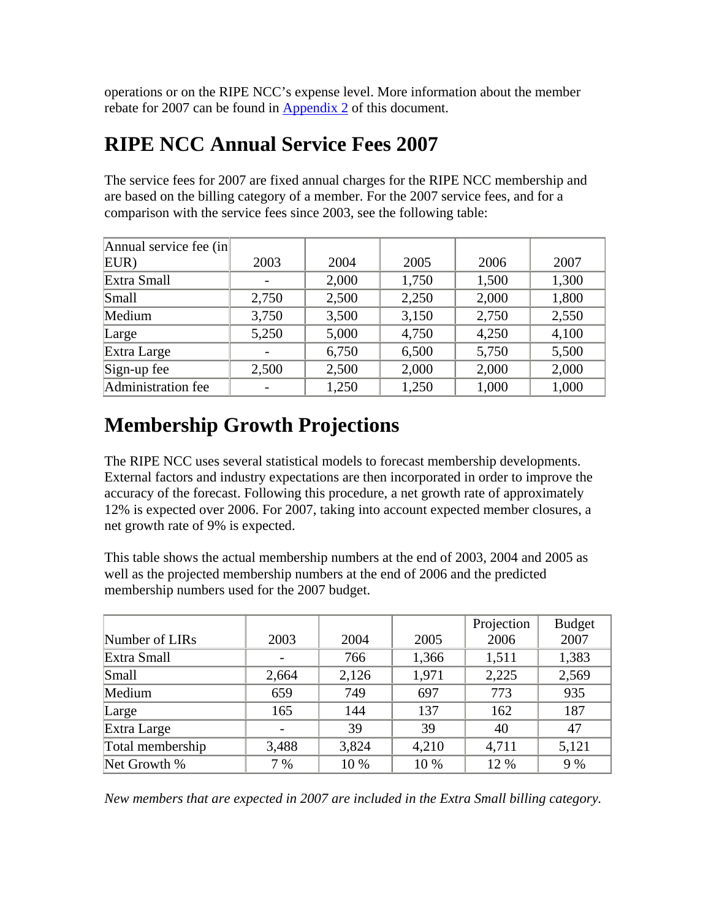operations or on the RIPE NCC's expense level. More information about the member rebate for 2007 can be found in Appendix 2 of this document.

# RIPE NCC Annual Service Fees 2007

The service fees for 2007 are fixed annual charges for the RIPE NCC membership and are based on the billing category of a member. For the 2007 service fees, and for a comparison with the service fees since 2003, see the following table:

| Annual service fee (in EUR) | 2003 | 2004 | 2005 | 2006 | 2007 |
|---|---|---|---|---|---|
| Extra Small | - | 2,000 | 1,750 | 1,500 | 1,300 |
| Small | 2,750 | 2,500 | 2,250 | 2,000 | 1,800 |
| Medium | 3,750 | 3,500 | 3,150 | 2,750 | 2,550 |
| Large | 5,250 | 5,000 | 4,750 | 4,250 | 4,100 |
| Extra Large | - | 6,750 | 6,500 | 5,750 | 5,500 |
| Sign-up fee | 2,500 | 2,500 | 2,000 | 2,000 | 2,000 |
| Administration fee | - | 1,250 | 1,250 | 1,000 | 1,000 |

# Membership Growth Projections

The RIPE NCC uses several statistical models to forecast membership developments. External factors and industry expectations are then incorporated in order to improve the accuracy of the forecast. Following this procedure, a net growth rate of approximately 12% is expected over 2006. For 2007, taking into account expected member closures, a net growth rate of 9% is expected.

This table shows the actual membership numbers at the end of 2003, 2004 and 2005 as well as the projected membership numbers at the end of 2006 and the predicted membership numbers used for the 2007 budget.

| Number of LIRs | 2003 | 2004 | 2005 | Projection 2006 | Budget 2007 |
|---|---|---|---|---|---|
| Extra Small | - | 766 | 1,366 | 1,511 | 1,383 |
| Small | 2,664 | 2,126 | 1,971 | 2,225 | 2,569 |
| Medium | 659 | 749 | 697 | 773 | 935 |
| Large | 165 | 144 | 137 | 162 | 187 |
| Extra Large | - | 39 | 39 | 40 | 47 |
| Total membership | 3,488 | 3,824 | 4,210 | 4,711 | 5,121 |
| Net Growth % | 7 % | 10 % | 10 % | 12 % | 9 % |

*New members that are expected in 2007 are included in the Extra Small billing category.*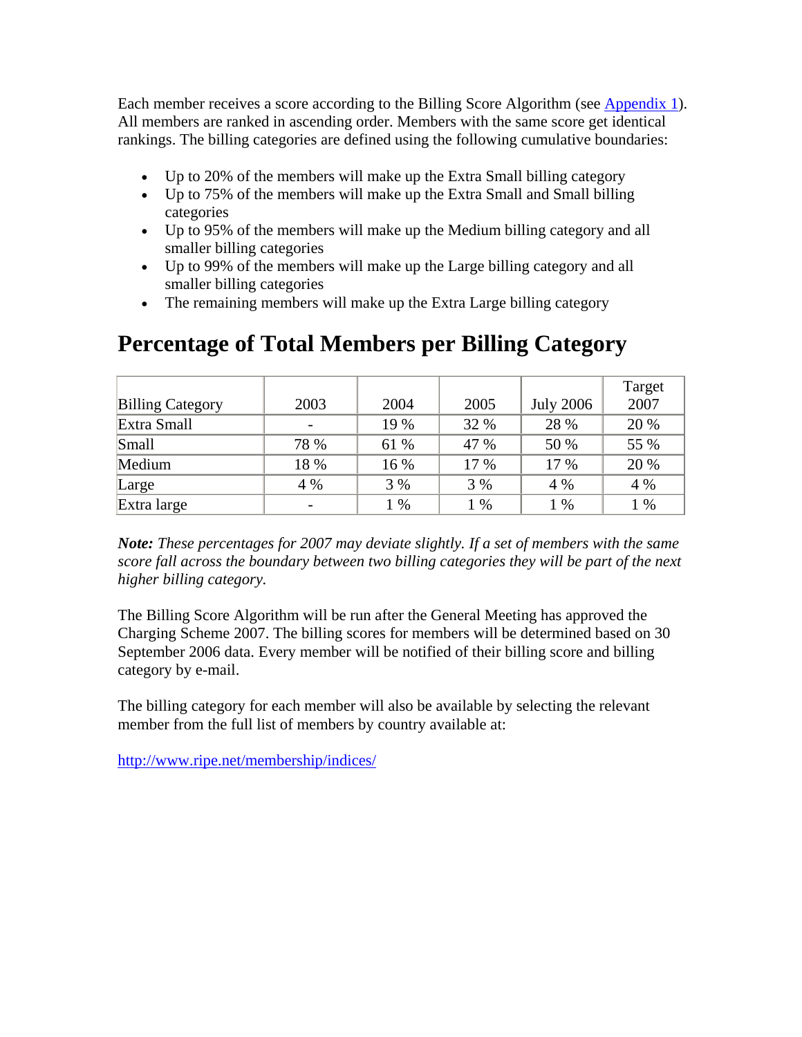Each member receives a score according to the Billing Score Algorithm (see [Appendix 1](#)). All members are ranked in ascending order. Members with the same score get identical rankings. The billing categories are defined using the following cumulative boundaries:

- Up to 20% of the members will make up the Extra Small billing category
- Up to 75% of the members will make up the Extra Small and Small billing categories
- Up to 95% of the members will make up the Medium billing category and all smaller billing categories
- Up to 99% of the members will make up the Large billing category and all smaller billing categories
- The remaining members will make up the Extra Large billing category

# Percentage of Total Members per Billing Category

| Billing Category | 2003 | 2004 | 2005 | July 2006 | Target 2007 |
|---|---|---|---|---|---|
| Extra Small | - | 19 % | 32 % | 28 % | 20 % |
| Small | 78 % | 61 % | 47 % | 50 % | 55 % |
| Medium | 18 % | 16 % | 17 % | 17 % | 20 % |
| Large | 4 % | 3 % | 3 % | 4 % | 4 % |
| Extra large | - | 1 % | 1 % | 1 % | 1 % |

***Note:*** *These percentages for 2007 may deviate slightly. If a set of members with the same score fall across the boundary between two billing categories they will be part of the next higher billing category.*

The Billing Score Algorithm will be run after the General Meeting has approved the Charging Scheme 2007. The billing scores for members will be determined based on 30 September 2006 data. Every member will be notified of their billing score and billing category by e-mail.

The billing category for each member will also be available by selecting the relevant member from the full list of members by country available at:

http://www.ripe.net/membership/indices/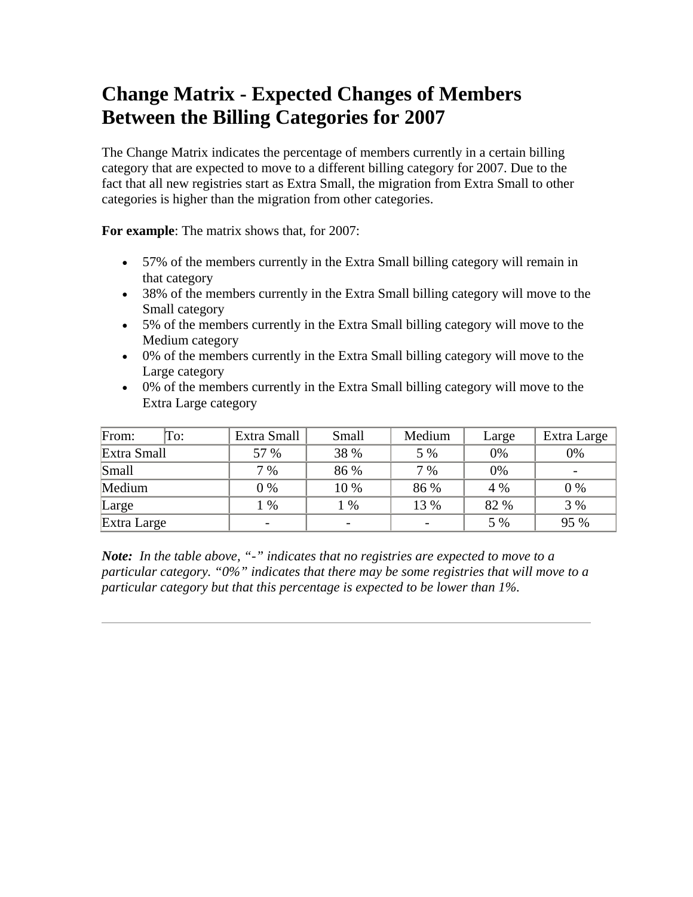# Change Matrix - Expected Changes of Members Between the Billing Categories for 2007

The Change Matrix indicates the percentage of members currently in a certain billing category that are expected to move to a different billing category for 2007. Due to the fact that all new registries start as Extra Small, the migration from Extra Small to other categories is higher than the migration from other categories.

**For example**: The matrix shows that, for 2007:

- 57% of the members currently in the Extra Small billing category will remain in that category
- 38% of the members currently in the Extra Small billing category will move to the Small category
- 5% of the members currently in the Extra Small billing category will move to the Medium category
- 0% of the members currently in the Extra Small billing category will move to the Large category
- 0% of the members currently in the Extra Small billing category will move to the Extra Large category

| From: To: | Extra Small | Small | Medium | Large | Extra Large |
|---|---|---|---|---|---|
| Extra Small | 57 % | 38 % | 5 % | 0% | 0% |
| Small | 7 % | 86 % | 7 % | 0% | - |
| Medium | 0 % | 10 % | 86 % | 4 % | 0 % |
| Large | 1 % | 1 % | 13 % | 82 % | 3 % |
| Extra Large | - | - | - | 5 % | 95 % |

***Note:*** *In the table above, "-" indicates that no registries are expected to move to a particular category. "0%" indicates that there may be some registries that will move to a particular category but that this percentage is expected to be lower than 1%.*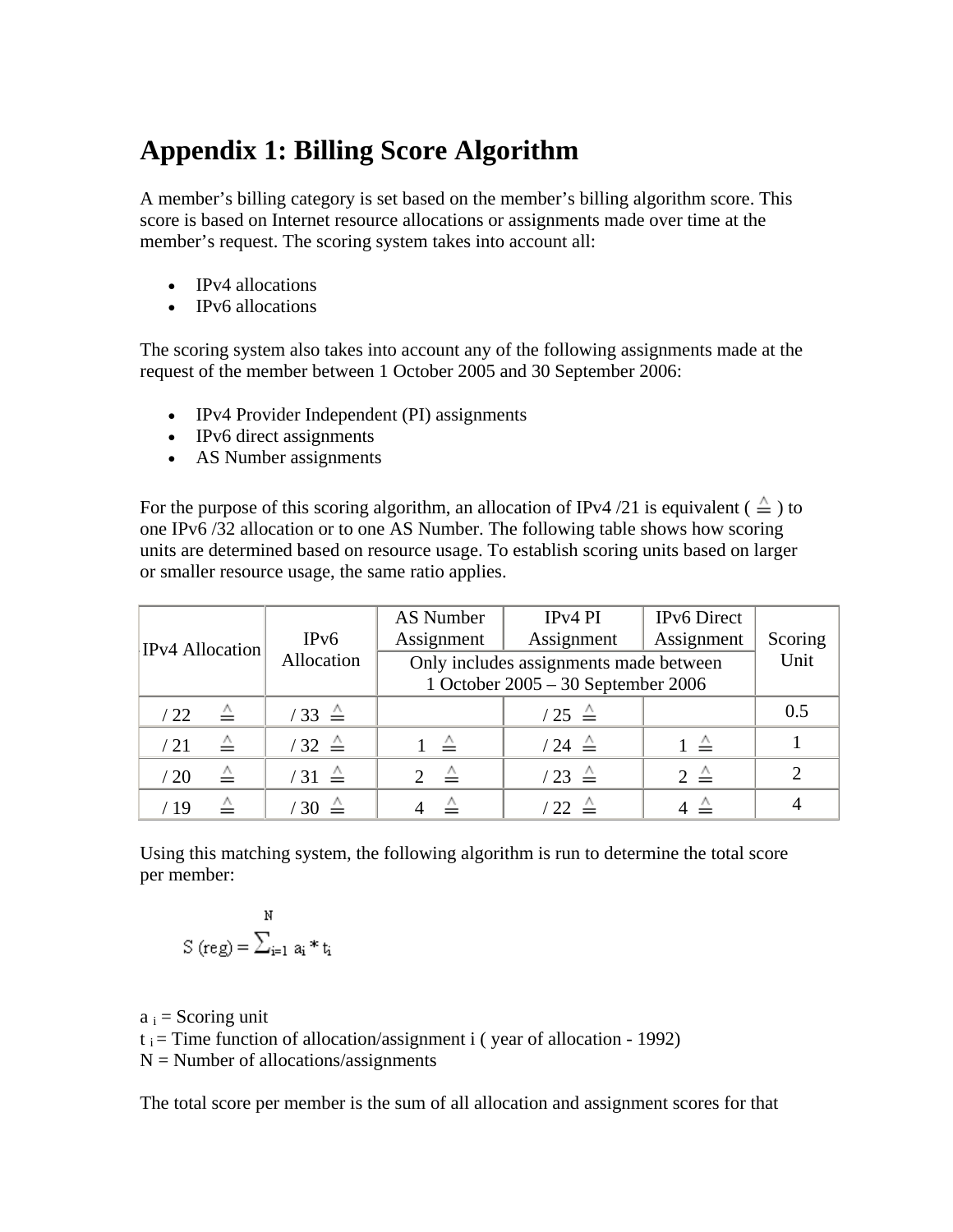# Appendix 1: Billing Score Algorithm

A member's billing category is set based on the member's billing algorithm score. This score is based on Internet resource allocations or assignments made over time at the member's request. The scoring system takes into account all:

- IPv4 allocations
- IPv6 allocations

The scoring system also takes into account any of the following assignments made at the request of the member between 1 October 2005 and 30 September 2006:

- IPv4 Provider Independent (PI) assignments
- IPv6 direct assignments
- AS Number assignments

For the purpose of this scoring algorithm, an allocation of IPv4 /21 is equivalent ( ≙ ) to one IPv6 /32 allocation or to one AS Number. The following table shows how scoring units are determined based on resource usage. To establish scoring units based on larger or smaller resource usage, the same ratio applies.

| IPv4 Allocation | IPv6 Allocation | AS Number Assignment | IPv4 PI Assignment | IPv6 Direct Assignment | Scoring Unit |
|---|---|---|---|---|---|
| | | Only includes assignments made between 1 October 2005 – 30 September 2006 | | | |
| / 22 ≙ | / 33 ≙ | | / 25 ≙ | | 0.5 |
| / 21 ≙ | / 32 ≙ | 1 ≙ | / 24 ≙ | 1 ≙ | 1 |
| / 20 ≙ | / 31 ≙ | 2 ≙ | / 23 ≙ | 2 ≙ | 2 |
| / 19 ≙ | / 30 ≙ | 4 ≙ | / 22 ≙ | 4 ≙ | 4 |

Using this matching system, the following algorithm is run to determine the total score per member:

$$S\,(\text{reg}) = \sum_{i=1}^{N} a_i * t_i$$

$a_i$ = Scoring unit
$t_i$ = Time function of allocation/assignment i ( year of allocation - 1992)
N = Number of allocations/assignments

The total score per member is the sum of all allocation and assignment scores for that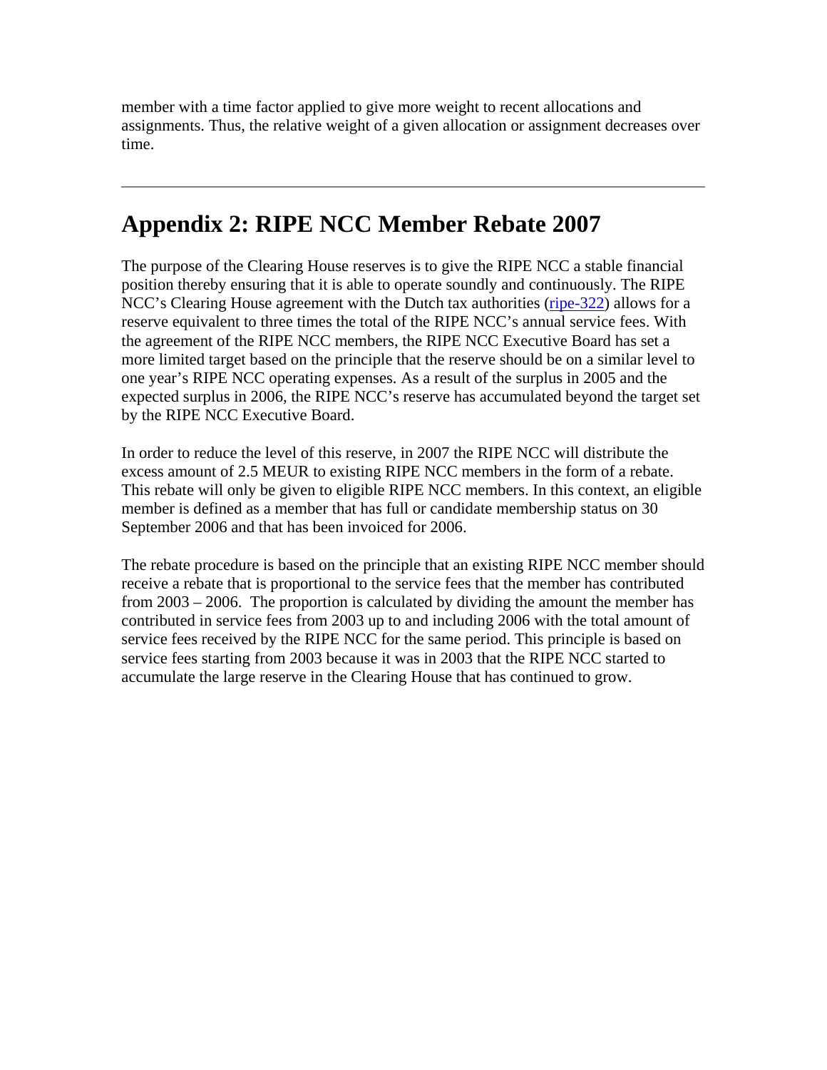member with a time factor applied to give more weight to recent allocations and assignments. Thus, the relative weight of a given allocation or assignment decreases over time.

---

# Appendix 2: RIPE NCC Member Rebate 2007

The purpose of the Clearing House reserves is to give the RIPE NCC a stable financial position thereby ensuring that it is able to operate soundly and continuously. The RIPE NCC's Clearing House agreement with the Dutch tax authorities (ripe-322) allows for a reserve equivalent to three times the total of the RIPE NCC's annual service fees. With the agreement of the RIPE NCC members, the RIPE NCC Executive Board has set a more limited target based on the principle that the reserve should be on a similar level to one year's RIPE NCC operating expenses. As a result of the surplus in 2005 and the expected surplus in 2006, the RIPE NCC's reserve has accumulated beyond the target set by the RIPE NCC Executive Board.

In order to reduce the level of this reserve, in 2007 the RIPE NCC will distribute the excess amount of 2.5 MEUR to existing RIPE NCC members in the form of a rebate. This rebate will only be given to eligible RIPE NCC members. In this context, an eligible member is defined as a member that has full or candidate membership status on 30 September 2006 and that has been invoiced for 2006.

The rebate procedure is based on the principle that an existing RIPE NCC member should receive a rebate that is proportional to the service fees that the member has contributed from 2003 – 2006. The proportion is calculated by dividing the amount the member has contributed in service fees from 2003 up to and including 2006 with the total amount of service fees received by the RIPE NCC for the same period. This principle is based on service fees starting from 2003 because it was in 2003 that the RIPE NCC started to accumulate the large reserve in the Clearing House that has continued to grow.